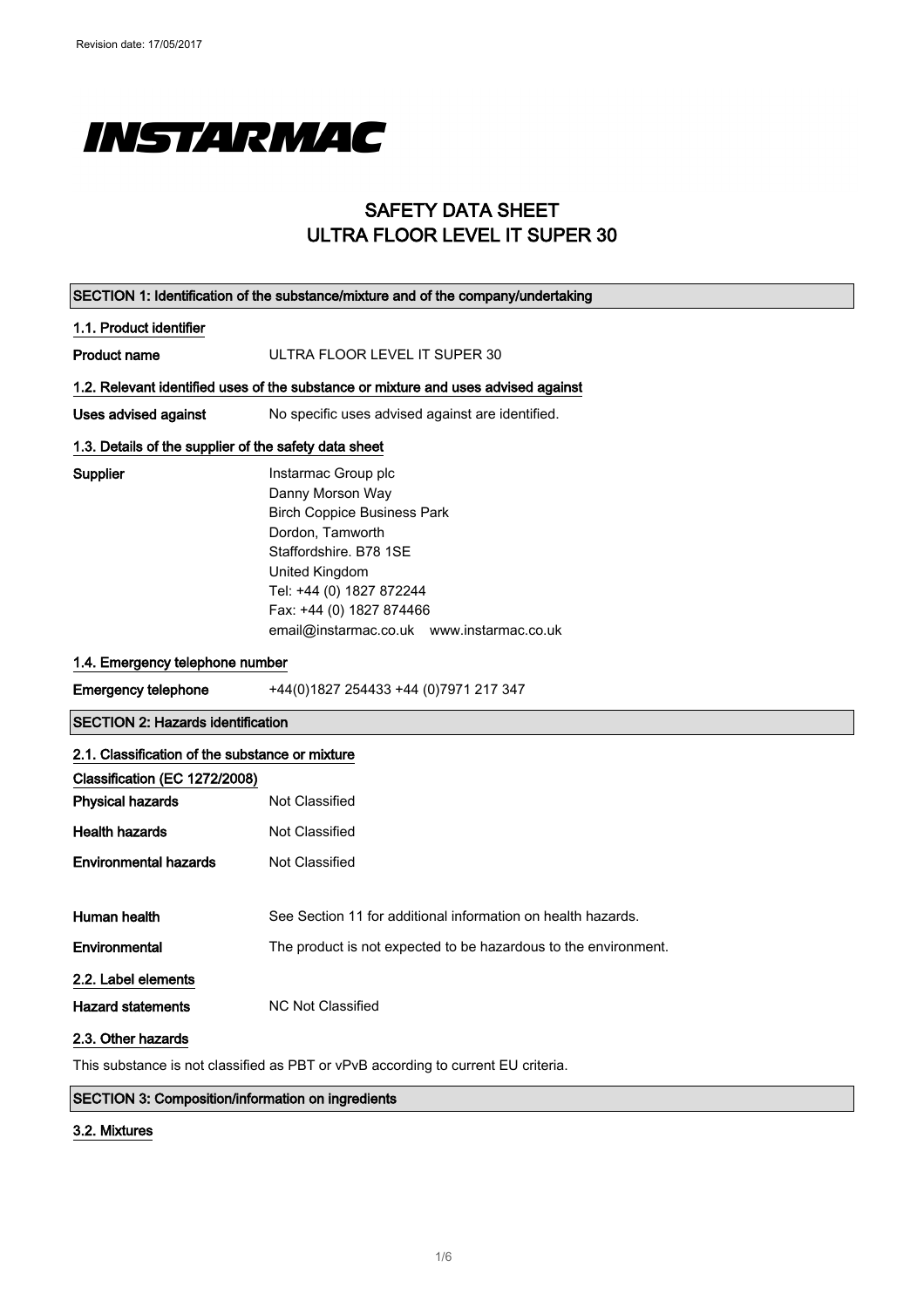Revision date: 17/05/2017

INSTARMAC

# SAFETY DATA SHEET
# ULTRA FLOOR LEVEL IT SUPER 30

## SECTION 1: Identification of the substance/mixture and of the company/undertaking

### 1.1. Product identifier

**Product name** ULTRA FLOOR LEVEL IT SUPER 30

### 1.2. Relevant identified uses of the substance or mixture and uses advised against

**Uses advised against** No specific uses advised against are identified.

### 1.3. Details of the supplier of the safety data sheet

**Supplier**
Instarmac Group plc
Danny Morson Way
Birch Coppice Business Park
Dordon, Tamworth
Staffordshire. B78 1SE
United Kingdom
Tel: +44 (0) 1827 872244
Fax: +44 (0) 1827 874466
email@instarmac.co.uk www.instarmac.co.uk

### 1.4. Emergency telephone number

**Emergency telephone** +44(0)1827 254433 +44 (0)7971 217 347

## SECTION 2: Hazards identification

### 2.1. Classification of the substance or mixture

**Classification (EC 1272/2008)**

**Physical hazards** Not Classified

**Health hazards** Not Classified

**Environmental hazards** Not Classified

**Human health** See Section 11 for additional information on health hazards.

**Environmental** The product is not expected to be hazardous to the environment.

### 2.2. Label elements

**Hazard statements** NC Not Classified

### 2.3. Other hazards

This substance is not classified as PBT or vPvB according to current EU criteria.

## SECTION 3: Composition/information on ingredients

### 3.2. Mixtures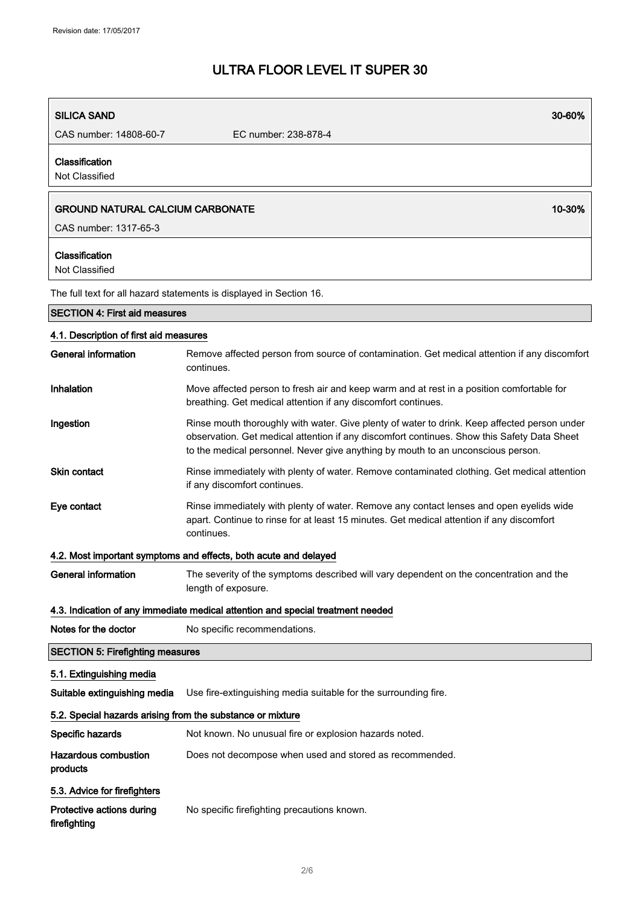**SILICA SAND** 30-60%

CAS number: 14808-60-7 EC number: 238-878-4

**Classification**

Not Classified

**GROUND NATURAL CALCIUM CARBONATE** 10-30%

CAS number: 1317-65-3

**Classification**

Not Classified

The full text for all hazard statements is displayed in Section 16.

## SECTION 4: First aid measures

### 4.1. Description of first aid measures

| | |
|---|---|
| **General information** | Remove affected person from source of contamination. Get medical attention if any discomfort continues. |
| **Inhalation** | Move affected person to fresh air and keep warm and at rest in a position comfortable for breathing. Get medical attention if any discomfort continues. |
| **Ingestion** | Rinse mouth thoroughly with water. Give plenty of water to drink. Keep affected person under observation. Get medical attention if any discomfort continues. Show this Safety Data Sheet to the medical personnel. Never give anything by mouth to an unconscious person. |
| **Skin contact** | Rinse immediately with plenty of water. Remove contaminated clothing. Get medical attention if any discomfort continues. |
| **Eye contact** | Rinse immediately with plenty of water. Remove any contact lenses and open eyelids wide apart. Continue to rinse for at least 15 minutes. Get medical attention if any discomfort continues. |

### 4.2. Most important symptoms and effects, both acute and delayed

| | |
|---|---|
| **General information** | The severity of the symptoms described will vary dependent on the concentration and the length of exposure. |

### 4.3. Indication of any immediate medical attention and special treatment needed

| | |
|---|---|
| **Notes for the doctor** | No specific recommendations. |

## SECTION 5: Firefighting measures

### 5.1. Extinguishing media

| | |
|---|---|
| **Suitable extinguishing media** | Use fire-extinguishing media suitable for the surrounding fire. |

### 5.2. Special hazards arising from the substance or mixture

| | |
|---|---|
| **Specific hazards** | Not known. No unusual fire or explosion hazards noted. |
| **Hazardous combustion products** | Does not decompose when used and stored as recommended. |

### 5.3. Advice for firefighters

| | |
|---|---|
| **Protective actions during firefighting** | No specific firefighting precautions known. |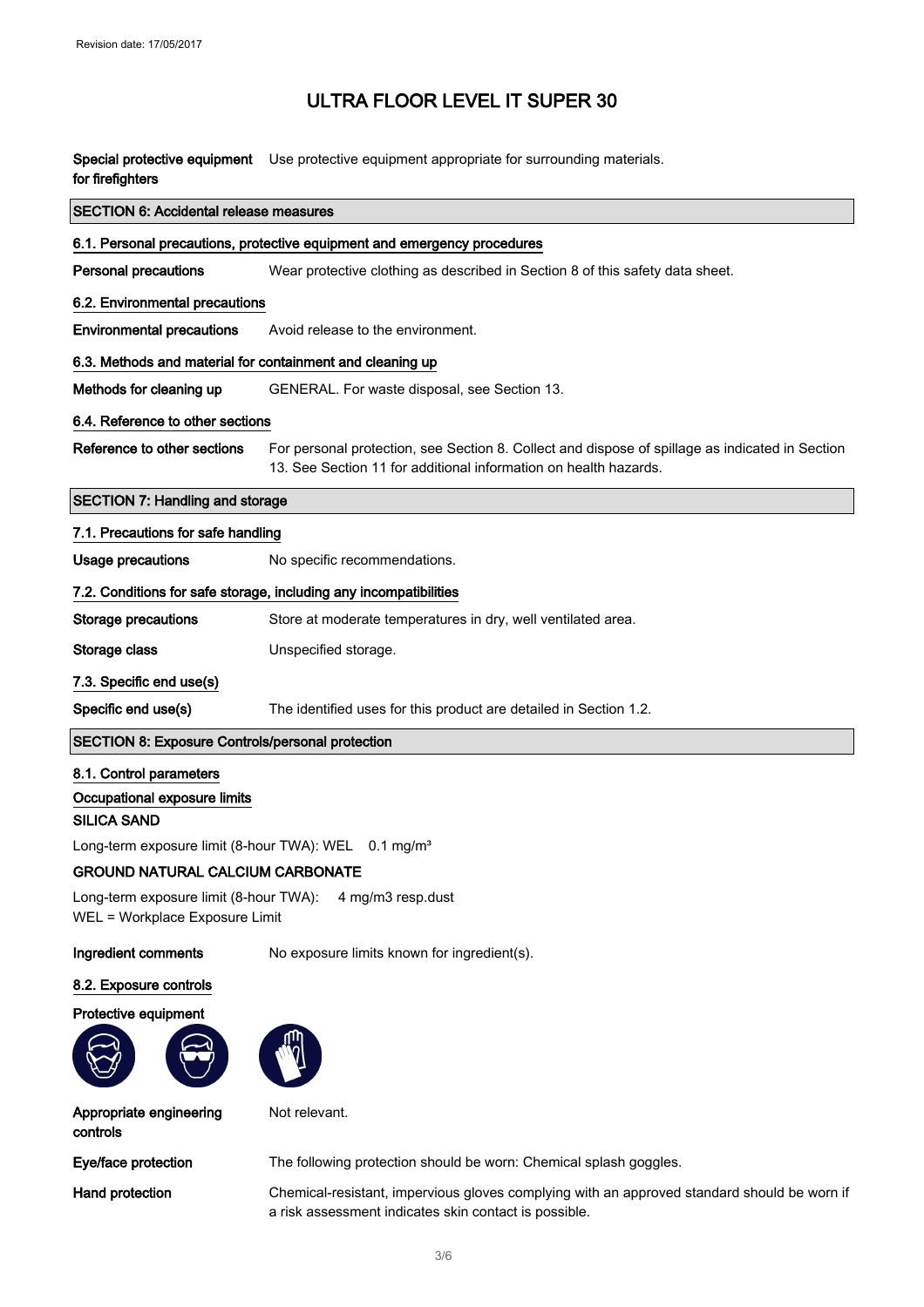# ULTRA FLOOR LEVEL IT SUPER 30

**Special protective equipment for firefighters** Use protective equipment appropriate for surrounding materials.

## SECTION 6: Accidental release measures

### 6.1. Personal precautions, protective equipment and emergency procedures

**Personal precautions** Wear protective clothing as described in Section 8 of this safety data sheet.

### 6.2. Environmental precautions

**Environmental precautions** Avoid release to the environment.

### 6.3. Methods and material for containment and cleaning up

**Methods for cleaning up** GENERAL. For waste disposal, see Section 13.

### 6.4. Reference to other sections

**Reference to other sections** For personal protection, see Section 8. Collect and dispose of spillage as indicated in Section 13. See Section 11 for additional information on health hazards.

## SECTION 7: Handling and storage

### 7.1. Precautions for safe handling

**Usage precautions** No specific recommendations.

### 7.2. Conditions for safe storage, including any incompatibilities

**Storage precautions** Store at moderate temperatures in dry, well ventilated area.

**Storage class** Unspecified storage.

### 7.3. Specific end use(s)

**Specific end use(s)** The identified uses for this product are detailed in Section 1.2.

## SECTION 8: Exposure Controls/personal protection

### 8.1. Control parameters

**Occupational exposure limits**

**SILICA SAND**

Long-term exposure limit (8-hour TWA): WEL 0.1 mg/m³

**GROUND NATURAL CALCIUM CARBONATE**

Long-term exposure limit (8-hour TWA): 4 mg/m3 resp.dust
WEL = Workplace Exposure Limit

**Ingredient comments** No exposure limits known for ingredient(s).

### 8.2. Exposure controls

**Protective equipment**

**Appropriate engineering controls** Not relevant.

**Eye/face protection** The following protection should be worn: Chemical splash goggles.

**Hand protection** Chemical-resistant, impervious gloves complying with an approved standard should be worn if a risk assessment indicates skin contact is possible.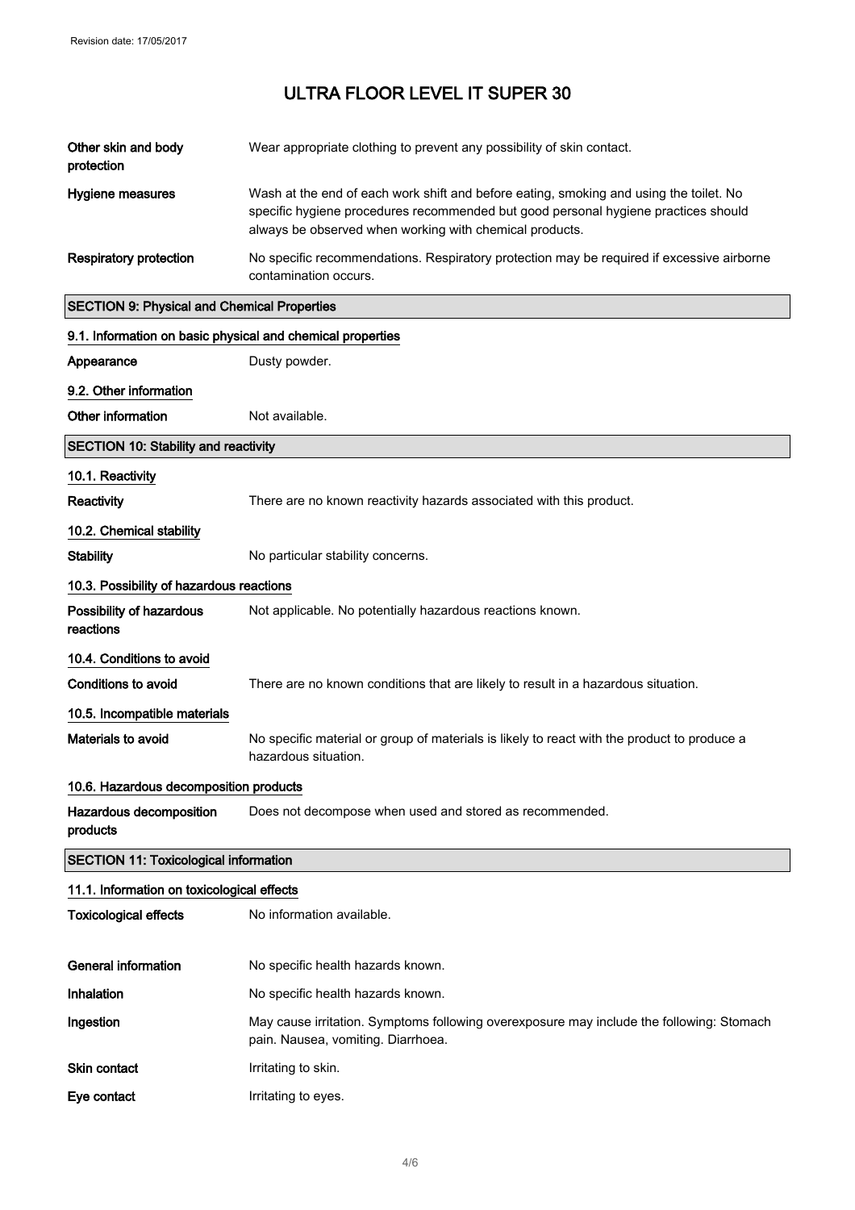| | |
|---|---|
| **Other skin and body protection** | Wear appropriate clothing to prevent any possibility of skin contact. |
| **Hygiene measures** | Wash at the end of each work shift and before eating, smoking and using the toilet. No specific hygiene procedures recommended but good personal hygiene practices should always be observed when working with chemical products. |
| **Respiratory protection** | No specific recommendations. Respiratory protection may be required if excessive airborne contamination occurs. |

## SECTION 9: Physical and Chemical Properties

### 9.1. Information on basic physical and chemical properties

| | |
|---|---|
| **Appearance** | Dusty powder. |

### 9.2. Other information

| | |
|---|---|
| **Other information** | Not available. |

## SECTION 10: Stability and reactivity

### 10.1. Reactivity

| | |
|---|---|
| **Reactivity** | There are no known reactivity hazards associated with this product. |

### 10.2. Chemical stability

| | |
|---|---|
| **Stability** | No particular stability concerns. |

### 10.3. Possibility of hazardous reactions

| | |
|---|---|
| **Possibility of hazardous reactions** | Not applicable. No potentially hazardous reactions known. |

### 10.4. Conditions to avoid

| | |
|---|---|
| **Conditions to avoid** | There are no known conditions that are likely to result in a hazardous situation. |

### 10.5. Incompatible materials

| | |
|---|---|
| **Materials to avoid** | No specific material or group of materials is likely to react with the product to produce a hazardous situation. |

### 10.6. Hazardous decomposition products

| | |
|---|---|
| **Hazardous decomposition products** | Does not decompose when used and stored as recommended. |

## SECTION 11: Toxicological information

### 11.1. Information on toxicological effects

| | |
|---|---|
| **Toxicological effects** | No information available. |
| **General information** | No specific health hazards known. |
| **Inhalation** | No specific health hazards known. |
| **Ingestion** | May cause irritation. Symptoms following overexposure may include the following: Stomach pain. Nausea, vomiting. Diarrhoea. |
| **Skin contact** | Irritating to skin. |
| **Eye contact** | Irritating to eyes. |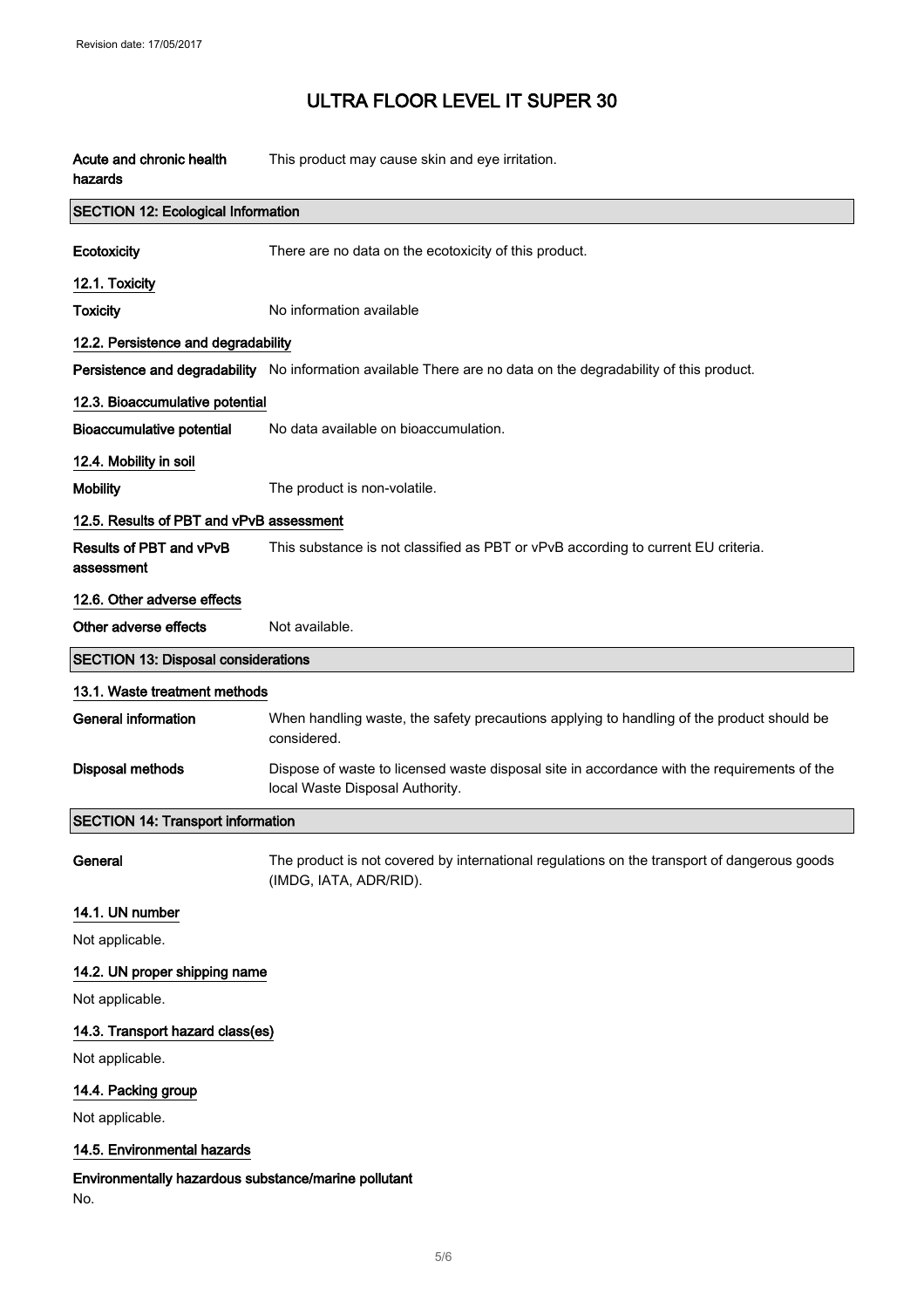| | |
|---|---|
| **Acute and chronic health hazards** | This product may cause skin and eye irritation. |

## SECTION 12: Ecological Information

| | |
|---|---|
| **Ecotoxicity** | There are no data on the ecotoxicity of this product. |

### 12.1. Toxicity

| | |
|---|---|
| **Toxicity** | No information available |

### 12.2. Persistence and degradability

| | |
|---|---|
| **Persistence and degradability** | No information available There are no data on the degradability of this product. |

### 12.3. Bioaccumulative potential

| | |
|---|---|
| **Bioaccumulative potential** | No data available on bioaccumulation. |

### 12.4. Mobility in soil

| | |
|---|---|
| **Mobility** | The product is non-volatile. |

### 12.5. Results of PBT and vPvB assessment

| | |
|---|---|
| **Results of PBT and vPvB assessment** | This substance is not classified as PBT or vPvB according to current EU criteria. |

### 12.6. Other adverse effects

| | |
|---|---|
| **Other adverse effects** | Not available. |

## SECTION 13: Disposal considerations

### 13.1. Waste treatment methods

| | |
|---|---|
| **General information** | When handling waste, the safety precautions applying to handling of the product should be considered. |
| **Disposal methods** | Dispose of waste to licensed waste disposal site in accordance with the requirements of the local Waste Disposal Authority. |

## SECTION 14: Transport information

| | |
|---|---|
| **General** | The product is not covered by international regulations on the transport of dangerous goods (IMDG, IATA, ADR/RID). |

### 14.1. UN number

Not applicable.

### 14.2. UN proper shipping name

Not applicable.

### 14.3. Transport hazard class(es)

Not applicable.

### 14.4. Packing group

Not applicable.

### 14.5. Environmental hazards

**Environmentally hazardous substance/marine pollutant**

No.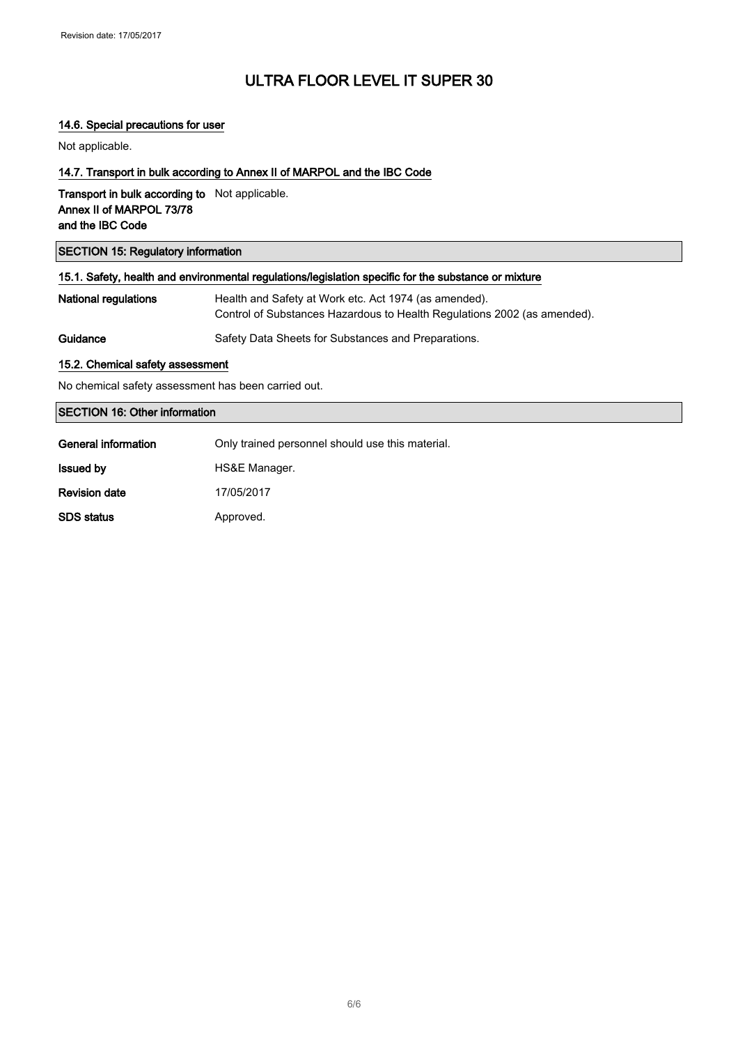#### 14.6. Special precautions for user

Not applicable.

#### 14.7. Transport in bulk according to Annex II of MARPOL and the IBC Code

| | |
|---|---|
| **Transport in bulk according to Annex II of MARPOL 73/78 and the IBC Code** | Not applicable. |

## SECTION 15: Regulatory information

#### 15.1. Safety, health and environmental regulations/legislation specific for the substance or mixture

| | |
|---|---|
| **National regulations** | Health and Safety at Work etc. Act 1974 (as amended).<br>Control of Substances Hazardous to Health Regulations 2002 (as amended). |
| **Guidance** | Safety Data Sheets for Substances and Preparations. |

#### 15.2. Chemical safety assessment

No chemical safety assessment has been carried out.

## SECTION 16: Other information

| | |
|---|---|
| **General information** | Only trained personnel should use this material. |
| **Issued by** | HS&E Manager. |
| **Revision date** | 17/05/2017 |
| **SDS status** | Approved. |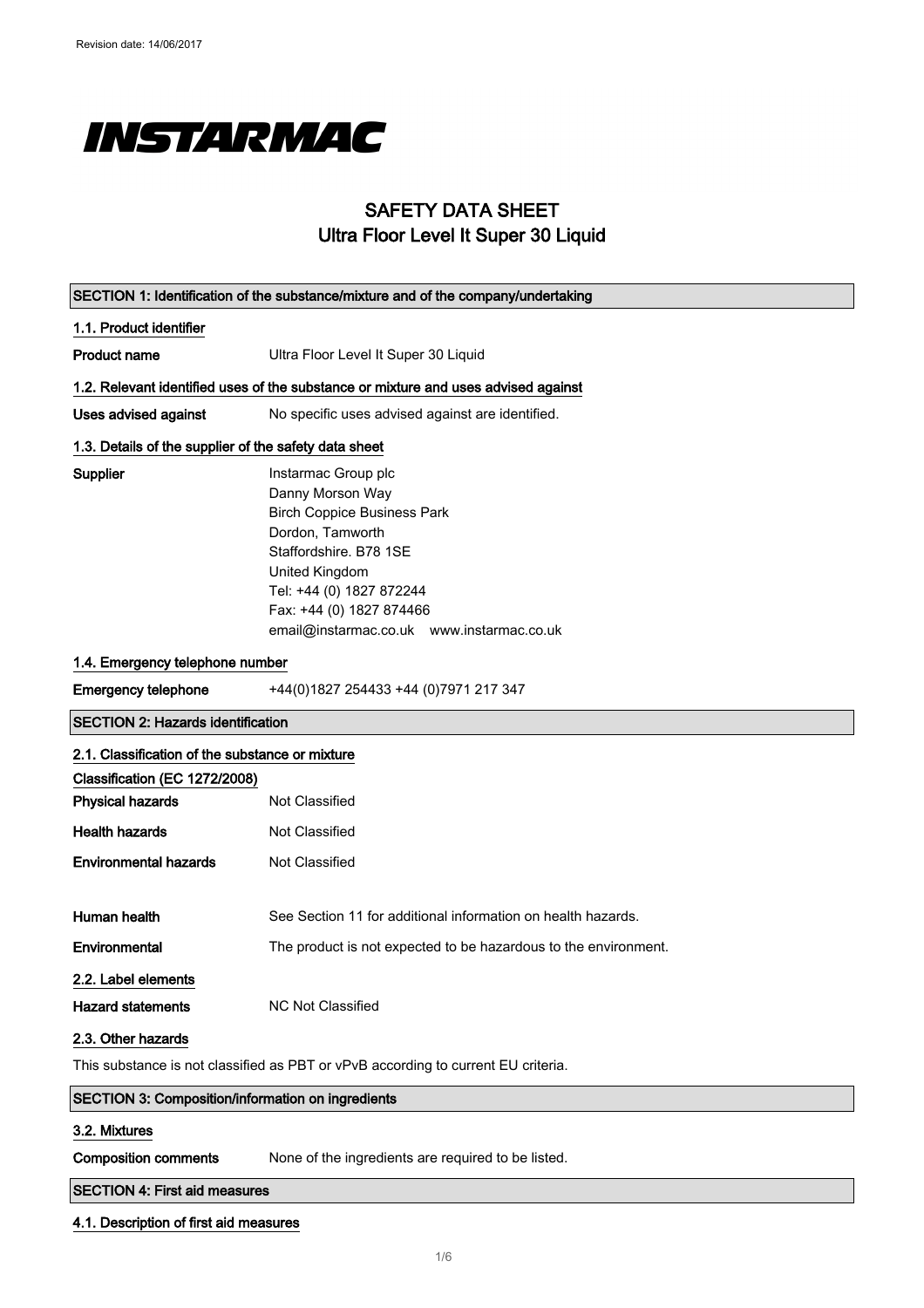Revision date: 14/06/2017

INSTARMAC

# SAFETY DATA SHEET
## Ultra Floor Level It Super 30 Liquid

### SECTION 1: Identification of the substance/mixture and of the company/undertaking

#### 1.1. Product identifier

**Product name** Ultra Floor Level It Super 30 Liquid

#### 1.2. Relevant identified uses of the substance or mixture and uses advised against

**Uses advised against** No specific uses advised against are identified.

#### 1.3. Details of the supplier of the safety data sheet

**Supplier**
Instarmac Group plc
Danny Morson Way
Birch Coppice Business Park
Dordon, Tamworth
Staffordshire. B78 1SE
United Kingdom
Tel: +44 (0) 1827 872244
Fax: +44 (0) 1827 874466
email@instarmac.co.uk www.instarmac.co.uk

#### 1.4. Emergency telephone number

**Emergency telephone** +44(0)1827 254433 +44 (0)7971 217 347

### SECTION 2: Hazards identification

#### 2.1. Classification of the substance or mixture

**Classification (EC 1272/2008)**

**Physical hazards** Not Classified

**Health hazards** Not Classified

**Environmental hazards** Not Classified

**Human health** See Section 11 for additional information on health hazards.

**Environmental** The product is not expected to be hazardous to the environment.

#### 2.2. Label elements

**Hazard statements** NC Not Classified

#### 2.3. Other hazards

This substance is not classified as PBT or vPvB according to current EU criteria.

### SECTION 3: Composition/information on ingredients

#### 3.2. Mixtures

**Composition comments** None of the ingredients are required to be listed.

### SECTION 4: First aid measures

#### 4.1. Description of first aid measures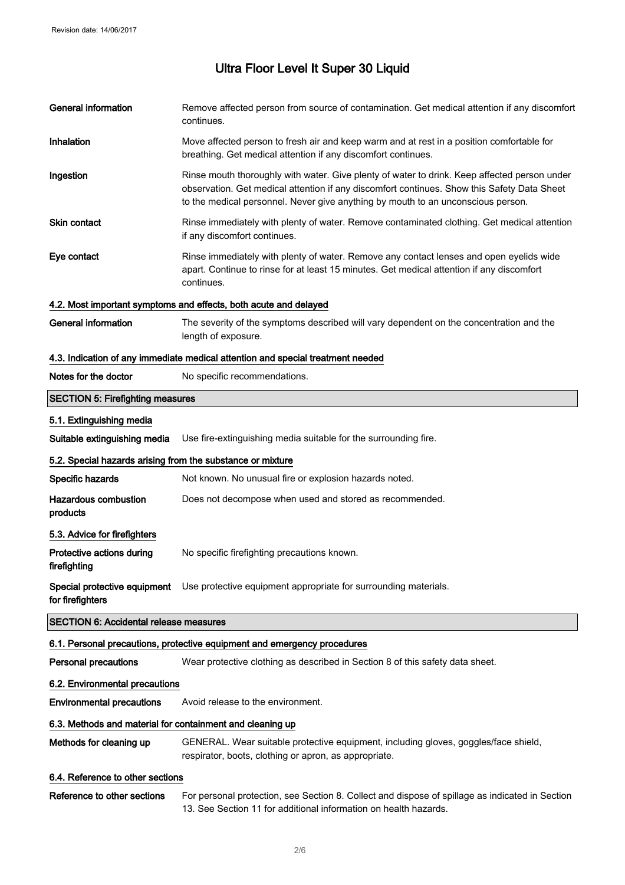# Ultra Floor Level It Super 30 Liquid

| | |
|---|---|
| **General information** | Remove affected person from source of contamination. Get medical attention if any discomfort continues. |
| **Inhalation** | Move affected person to fresh air and keep warm and at rest in a position comfortable for breathing. Get medical attention if any discomfort continues. |
| **Ingestion** | Rinse mouth thoroughly with water. Give plenty of water to drink. Keep affected person under observation. Get medical attention if any discomfort continues. Show this Safety Data Sheet to the medical personnel. Never give anything by mouth to an unconscious person. |
| **Skin contact** | Rinse immediately with plenty of water. Remove contaminated clothing. Get medical attention if any discomfort continues. |
| **Eye contact** | Rinse immediately with plenty of water. Remove any contact lenses and open eyelids wide apart. Continue to rinse for at least 15 minutes. Get medical attention if any discomfort continues. |

### 4.2. Most important symptoms and effects, both acute and delayed

| | |
|---|---|
| **General information** | The severity of the symptoms described will vary dependent on the concentration and the length of exposure. |

### 4.3. Indication of any immediate medical attention and special treatment needed

| | |
|---|---|
| **Notes for the doctor** | No specific recommendations. |

## SECTION 5: Firefighting measures

### 5.1. Extinguishing media

| | |
|---|---|
| **Suitable extinguishing media** | Use fire-extinguishing media suitable for the surrounding fire. |

### 5.2. Special hazards arising from the substance or mixture

| | |
|---|---|
| **Specific hazards** | Not known. No unusual fire or explosion hazards noted. |
| **Hazardous combustion products** | Does not decompose when used and stored as recommended. |

### 5.3. Advice for firefighters

| | |
|---|---|
| **Protective actions during firefighting** | No specific firefighting precautions known. |
| **Special protective equipment for firefighters** | Use protective equipment appropriate for surrounding materials. |

## SECTION 6: Accidental release measures

### 6.1. Personal precautions, protective equipment and emergency procedures

| | |
|---|---|
| **Personal precautions** | Wear protective clothing as described in Section 8 of this safety data sheet. |

### 6.2. Environmental precautions

| | |
|---|---|
| **Environmental precautions** | Avoid release to the environment. |

### 6.3. Methods and material for containment and cleaning up

| | |
|---|---|
| **Methods for cleaning up** | GENERAL. Wear suitable protective equipment, including gloves, goggles/face shield, respirator, boots, clothing or apron, as appropriate. |

### 6.4. Reference to other sections

| | |
|---|---|
| **Reference to other sections** | For personal protection, see Section 8. Collect and dispose of spillage as indicated in Section 13. See Section 11 for additional information on health hazards. |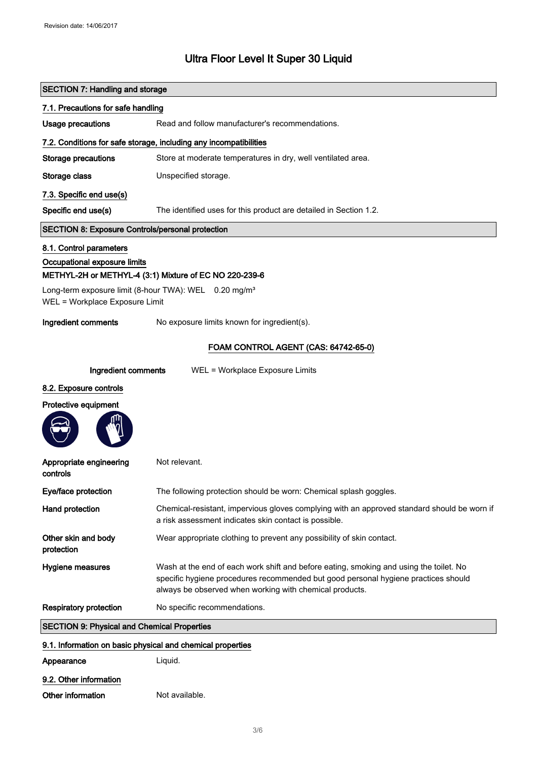Revision date: 14/06/2017

# Ultra Floor Level It Super 30 Liquid

## SECTION 7: Handling and storage

### 7.1. Precautions for safe handling

**Usage precautions** Read and follow manufacturer's recommendations.

### 7.2. Conditions for safe storage, including any incompatibilities

**Storage precautions** Store at moderate temperatures in dry, well ventilated area.

**Storage class** Unspecified storage.

### 7.3. Specific end use(s)

**Specific end use(s)** The identified uses for this product are detailed in Section 1.2.

## SECTION 8: Exposure Controls/personal protection

### 8.1. Control parameters

**Occupational exposure limits**

**METHYL-2H or METHYL-4 (3:1) Mixture of EC NO 220-239-6**

Long-term exposure limit (8-hour TWA): WEL 0.20 mg/m³
WEL = Workplace Exposure Limit

**Ingredient comments** No exposure limits known for ingredient(s).

**FOAM CONTROL AGENT (CAS: 64742-65-0)**

**Ingredient comments** WEL = Workplace Exposure Limits

### 8.2. Exposure controls

**Protective equipment**

**Appropriate engineering controls** Not relevant.

**Eye/face protection** The following protection should be worn: Chemical splash goggles.

**Hand protection** Chemical-resistant, impervious gloves complying with an approved standard should be worn if a risk assessment indicates skin contact is possible.

**Other skin and body protection** Wear appropriate clothing to prevent any possibility of skin contact.

**Hygiene measures** Wash at the end of each work shift and before eating, smoking and using the toilet. No specific hygiene procedures recommended but good personal hygiene practices should always be observed when working with chemical products.

**Respiratory protection** No specific recommendations.

## SECTION 9: Physical and Chemical Properties

### 9.1. Information on basic physical and chemical properties

**Appearance** Liquid.

### 9.2. Other information

**Other information** Not available.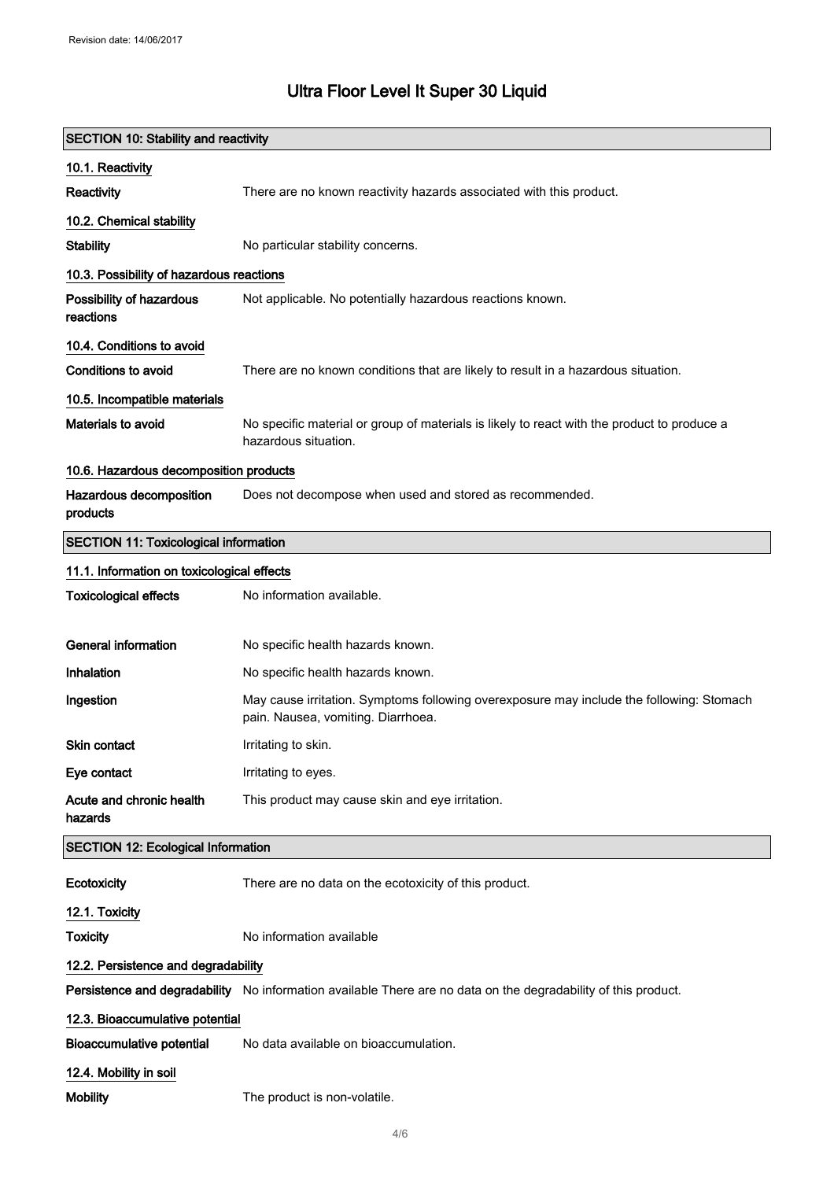Revision date: 14/06/2017

# Ultra Floor Level It Super 30 Liquid

## SECTION 10: Stability and reactivity

### 10.1. Reactivity

| | |
|---|---|
| **Reactivity** | There are no known reactivity hazards associated with this product. |

### 10.2. Chemical stability

| | |
|---|---|
| **Stability** | No particular stability concerns. |

### 10.3. Possibility of hazardous reactions

| | |
|---|---|
| **Possibility of hazardous reactions** | Not applicable. No potentially hazardous reactions known. |

### 10.4. Conditions to avoid

| | |
|---|---|
| **Conditions to avoid** | There are no known conditions that are likely to result in a hazardous situation. |

### 10.5. Incompatible materials

| | |
|---|---|
| **Materials to avoid** | No specific material or group of materials is likely to react with the product to produce a hazardous situation. |

### 10.6. Hazardous decomposition products

| | |
|---|---|
| **Hazardous decomposition products** | Does not decompose when used and stored as recommended. |

## SECTION 11: Toxicological information

### 11.1. Information on toxicological effects

| | |
|---|---|
| **Toxicological effects** | No information available. |
| **General information** | No specific health hazards known. |
| **Inhalation** | No specific health hazards known. |
| **Ingestion** | May cause irritation. Symptoms following overexposure may include the following: Stomach pain. Nausea, vomiting. Diarrhoea. |
| **Skin contact** | Irritating to skin. |
| **Eye contact** | Irritating to eyes. |
| **Acute and chronic health hazards** | This product may cause skin and eye irritation. |

## SECTION 12: Ecological Information

| | |
|---|---|
| **Ecotoxicity** | There are no data on the ecotoxicity of this product. |

### 12.1. Toxicity

| | |
|---|---|
| **Toxicity** | No information available |

### 12.2. Persistence and degradability

| | |
|---|---|
| **Persistence and degradability** | No information available There are no data on the degradability of this product. |

### 12.3. Bioaccumulative potential

| | |
|---|---|
| **Bioaccumulative potential** | No data available on bioaccumulation. |

### 12.4. Mobility in soil

| | |
|---|---|
| **Mobility** | The product is non-volatile. |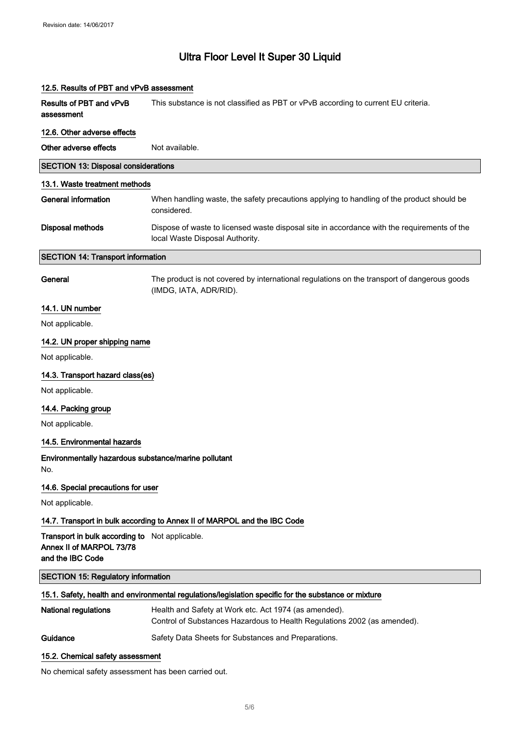### 12.5. Results of PBT and vPvB assessment

**Results of PBT and vPvB assessment** This substance is not classified as PBT or vPvB according to current EU criteria.

### 12.6. Other adverse effects

**Other adverse effects** Not available.

## SECTION 13: Disposal considerations

### 13.1. Waste treatment methods

**General information** When handling waste, the safety precautions applying to handling of the product should be considered.

**Disposal methods** Dispose of waste to licensed waste disposal site in accordance with the requirements of the local Waste Disposal Authority.

## SECTION 14: Transport information

**General** The product is not covered by international regulations on the transport of dangerous goods (IMDG, IATA, ADR/RID).

### 14.1. UN number

Not applicable.

### 14.2. UN proper shipping name

Not applicable.

### 14.3. Transport hazard class(es)

Not applicable.

### 14.4. Packing group

Not applicable.

### 14.5. Environmental hazards

**Environmentally hazardous substance/marine pollutant**

No.

### 14.6. Special precautions for user

Not applicable.

### 14.7. Transport in bulk according to Annex II of MARPOL and the IBC Code

**Transport in bulk according to Annex II of MARPOL 73/78 and the IBC Code** Not applicable.

## SECTION 15: Regulatory information

### 15.1. Safety, health and environmental regulations/legislation specific for the substance or mixture

**National regulations** Health and Safety at Work etc. Act 1974 (as amended).
Control of Substances Hazardous to Health Regulations 2002 (as amended).

**Guidance** Safety Data Sheets for Substances and Preparations.

### 15.2. Chemical safety assessment

No chemical safety assessment has been carried out.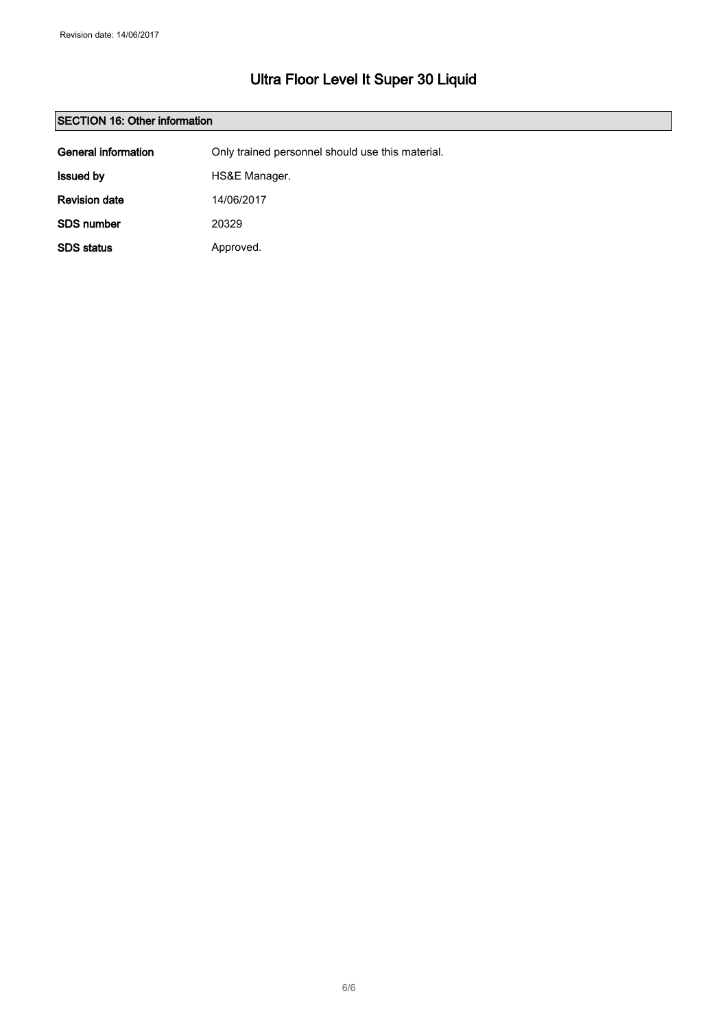## SECTION 16: Other information

| | |
|---|---|
| **General information** | Only trained personnel should use this material. |
| **Issued by** | HS&E Manager. |
| **Revision date** | 14/06/2017 |
| **SDS number** | 20329 |
| **SDS status** | Approved. |